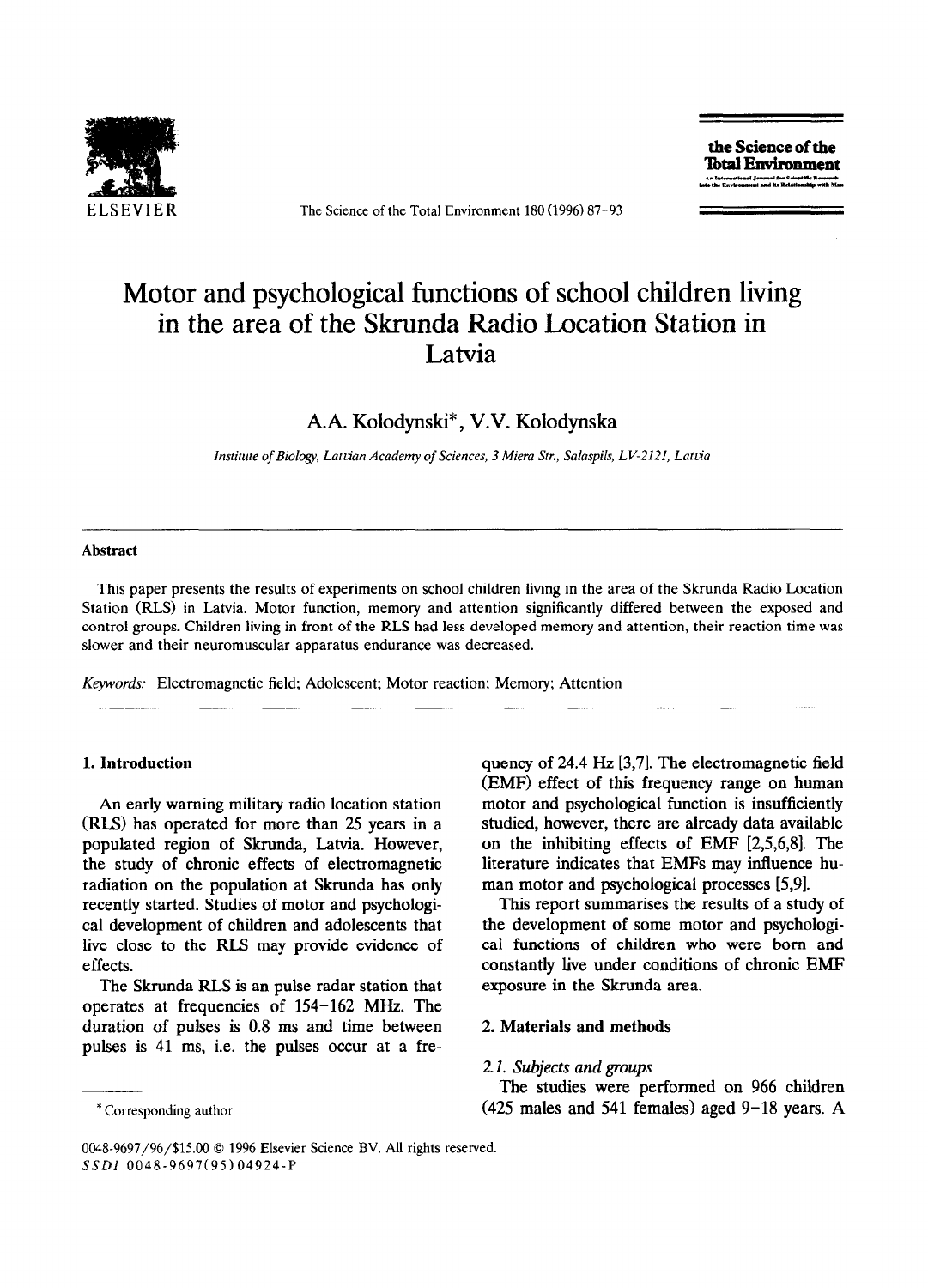# Motor and psychological functions of school children living in the area of the Skrunda Radio Location Station in Latvia

A.A. Kolodynski*, V.V. Kolodynska

*Institute of Biology, Latvian Academy of Sciences, 3 Miera Str., Salaspils, LV-2121, Latvia*

### Abstract

This paper presents the results of experiments on school children living in the area of the Skrunda Radio Location Station (RLS) in Latvia. Motor function, memory and attention significantly differed between the exposed and control groups. Children living in front of the RLS had less developed memory and attention, their reaction time was slower and their neuromuscular apparatus endurance was decreased.

*Keywords:* Electromagnetic field; Adolescent; Motor reaction; Memory; Attention

## 1. Introduction

An early warning military radio location station (RLS) has operated for more than 25 years in a populated region of Skrunda, Latvia. However, the study of chronic effects of electromagnetic radiation on the population at Skrunda has only recently started. Studies of motor and psychological development of children and adolescents that live close to the RLS may provide evidence of effects.

The Skrunda RLS is an pulse radar station that operates at frequencies of 154–162 MHz. The duration of pulses is 0.8 ms and time between pulses is 41 ms, i.e. the pulses occur at a frequency of 24.4 Hz [3,7]. The electromagnetic field (EMF) effect of this frequency range on human motor and psychological function is insufficiently studied, however, there are already data available on the inhibiting effects of EMF [2,5,6,8]. The literature indicates that EMFs may influence human motor and psychological processes [5,9].

This report summarises the results of a study of the development of some motor and psychological functions of children who were born and constantly live under conditions of chronic EMF exposure in the Skrunda area.

## 2. Materials and methods

### 2.1. Subjects and groups

The studies were performed on 966 children (425 males and 541 females) aged 9–18 years. A

* Corresponding author

0048-9697/96/$15.00 © 1996 Elsevier Science BV. All rights reserved.
SSDI 0048-9697(95)04924-P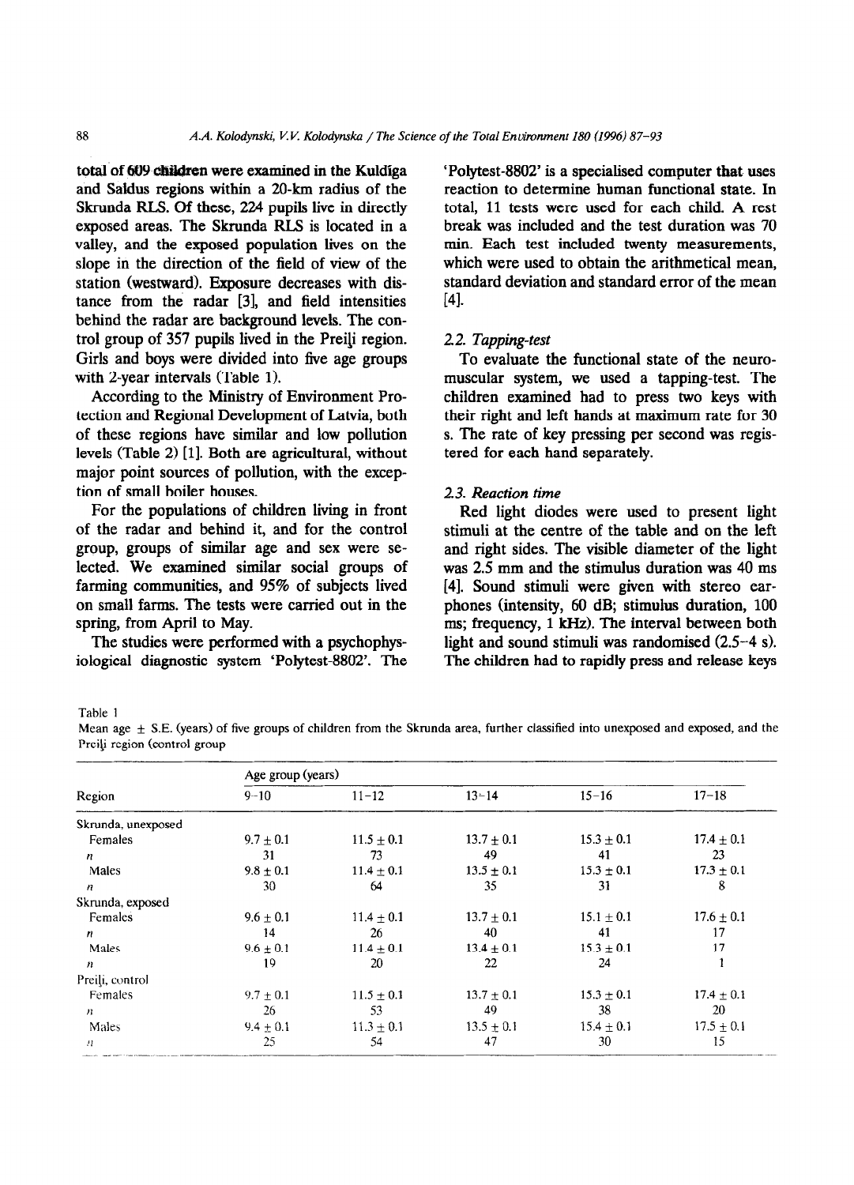total of 609 children were examined in the Kuldīga and Saldus regions within a 20-km radius of the Skrunda RLS. Of these, 224 pupils live in directly exposed areas. The Skrunda RLS is located in a valley, and the exposed population lives on the slope in the direction of the field of view of the station (westward). Exposure decreases with distance from the radar [3], and field intensities behind the radar are background levels. The control group of 357 pupils lived in the Preiļi region. Girls and boys were divided into five age groups with 2-year intervals (Table 1).

According to the Ministry of Environment Protection and Regional Development of Latvia, both of these regions have similar and low pollution levels (Table 2) [1]. Both are agricultural, without major point sources of pollution, with the exception of small boiler houses.

For the populations of children living in front of the radar and behind it, and for the control group, groups of similar age and sex were selected. We examined similar social groups of farming communities, and 95% of subjects lived on small farms. The tests were carried out in the spring, from April to May.

The studies were performed with a psychophysiological diagnostic system 'Polytest-8802'. The 'Polytest-8802' is a specialised computer that uses reaction to determine human functional state. In total, 11 tests were used for each child. A rest break was included and the test duration was 70 min. Each test included twenty measurements, which were used to obtain the arithmetical mean, standard deviation and standard error of the mean [4].

### 2.2. Tapping-test

To evaluate the functional state of the neuromuscular system, we used a tapping-test. The children examined had to press two keys with their right and left hands at maximum rate for 30 s. The rate of key pressing per second was registered for each hand separately.

### 2.3. Reaction time

Red light diodes were used to present light stimuli at the centre of the table and on the left and right sides. The visible diameter of the light was 2.5 mm and the stimulus duration was 40 ms [4]. Sound stimuli were given with stereo earphones (intensity, 60 dB; stimulus duration, 100 ms; frequency, 1 kHz). The interval between both light and sound stimuli was randomised (2.5–4 s). The children had to rapidly press and release keys

Table 1

Mean age ± S.E. (years) of five groups of children from the Skrunda area, further classified into unexposed and exposed, and the Preiļi region (control group

| Region | Age group (years) | | | | |
|---|---|---|---|---|---|
| | 9–10 | 11–12 | 13–14 | 15–16 | 17–18 |
| Skrunda, unexposed | | | | | |
| Females | 9.7 ± 0.1 | 11.5 ± 0.1 | 13.7 ± 0.1 | 15.3 ± 0.1 | 17.4 ± 0.1 |
| $n$ | 31 | 73 | 49 | 41 | 23 |
| Males | 9.8 ± 0.1 | 11.4 ± 0.1 | 13.5 ± 0.1 | 15.3 ± 0.1 | 17.3 ± 0.1 |
| $n$ | 30 | 64 | 35 | 31 | 8 |
| Skrunda, exposed | | | | | |
| Females | 9.6 ± 0.1 | 11.4 ± 0.1 | 13.7 ± 0.1 | 15.1 ± 0.1 | 17.6 ± 0.1 |
| $n$ | 14 | 26 | 40 | 41 | 17 |
| Males | 9.6 ± 0.1 | 11.4 ± 0.1 | 13.4 ± 0.1 | 15.3 ± 0.1 | 17 |
| $n$ | 19 | 20 | 22 | 24 | 1 |
| Preiļi, control | | | | | |
| Females | 9.7 ± 0.1 | 11.5 ± 0.1 | 13.7 ± 0.1 | 15.3 ± 0.1 | 17.4 ± 0.1 |
| $n$ | 26 | 53 | 49 | 38 | 20 |
| Males | 9.4 ± 0.1 | 11.3 ± 0.1 | 13.5 ± 0.1 | 15.4 ± 0.1 | 17.5 ± 0.1 |
| $n$ | 25 | 54 | 47 | 30 | 15 |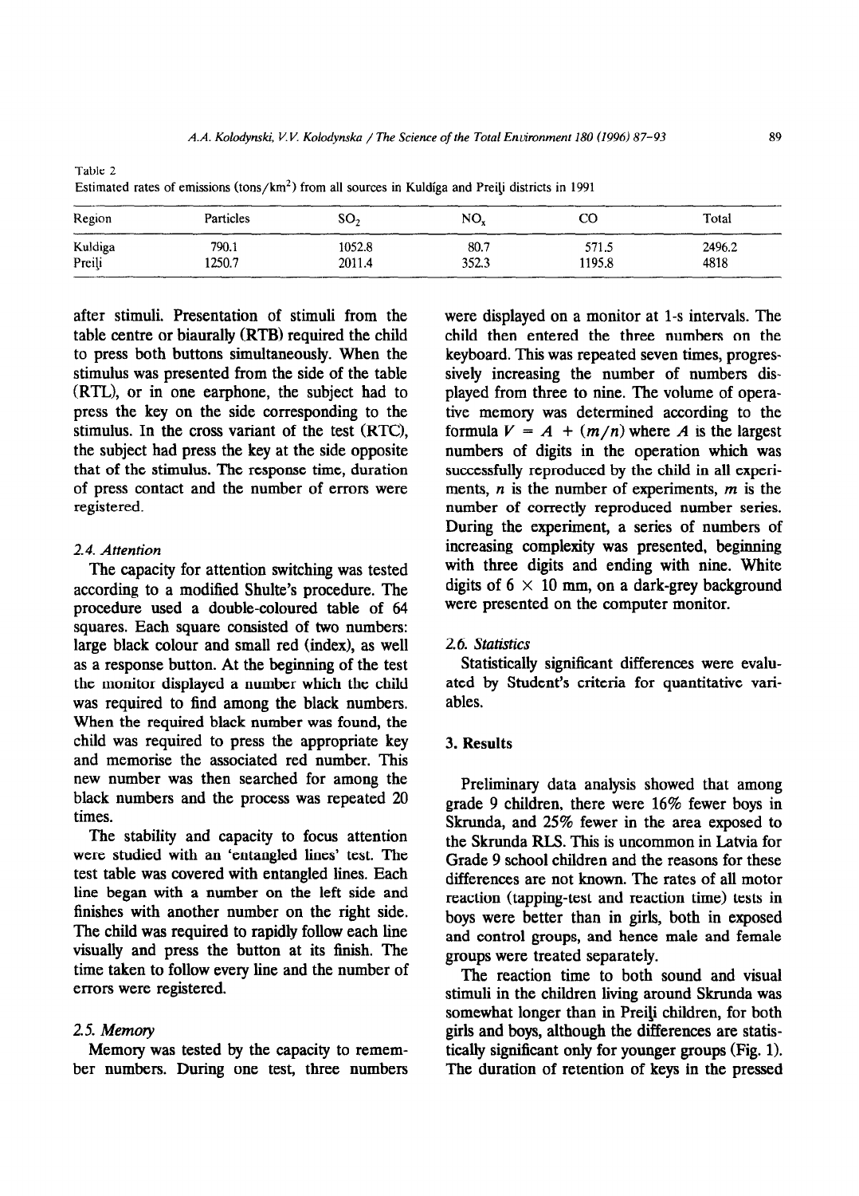Table 2
Estimated rates of emissions (tons/km$^2$) from all sources in Kuldīga and Preiļi districts in 1991

| Region | Particles | $SO_2$ | $NO_x$ | CO | Total |
|---|---|---|---|---|---|
| Kuldiga | 790.1 | 1052.8 | 80.7 | 571.5 | 2496.2 |
| Preiļi | 1250.7 | 2011.4 | 352.3 | 1195.8 | 4818 |

after stimuli. Presentation of stimuli from the table centre or biaurally (RTB) required the child to press both buttons simultaneously. When the stimulus was presented from the side of the table (RTL), or in one earphone, the subject had to press the key on the side corresponding to the stimulus. In the cross variant of the test (RTC), the subject had press the key at the side opposite that of the stimulus. The response time, duration of press contact and the number of errors were registered.

### 2.4. *Attention*

The capacity for attention switching was tested according to a modified Shulte's procedure. The procedure used a double-coloured table of 64 squares. Each square consisted of two numbers: large black colour and small red (index), as well as a response button. At the beginning of the test the monitor displayed a number which the child was required to find among the black numbers. When the required black number was found, the child was required to press the appropriate key and memorise the associated red number. This new number was then searched for among the black numbers and the process was repeated 20 times.

The stability and capacity to focus attention were studied with an 'entangled lines' test. The test table was covered with entangled lines. Each line began with a number on the left side and finishes with another number on the right side. The child was required to rapidly follow each line visually and press the button at its finish. The time taken to follow every line and the number of errors were registered.

### 2.5. *Memory*

Memory was tested by the capacity to remember numbers. During one test, three numbers were displayed on a monitor at 1-s intervals. The child then entered the three numbers on the keyboard. This was repeated seven times, progressively increasing the number of numbers displayed from three to nine. The volume of operative memory was determined according to the formula $V = A + (m/n)$ where $A$ is the largest numbers of digits in the operation which was successfully reproduced by the child in all experiments, $n$ is the number of experiments, $m$ is the number of correctly reproduced number series. During the experiment, a series of numbers of increasing complexity was presented, beginning with three digits and ending with nine. White digits of $6 \times 10$ mm, on a dark-grey background were presented on the computer monitor.

### 2.6. *Statistics*

Statistically significant differences were evaluated by Student's criteria for quantitative variables.

## 3. Results

Preliminary data analysis showed that among grade 9 children, there were 16% fewer boys in Skrunda, and 25% fewer in the area exposed to the Skrunda RLS. This is uncommon in Latvia for Grade 9 school children and the reasons for these differences are not known. The rates of all motor reaction (tapping-test and reaction time) tests in boys were better than in girls, both in exposed and control groups, and hence male and female groups were treated separately.

The reaction time to both sound and visual stimuli in the children living around Skrunda was somewhat longer than in Preiļi children, for both girls and boys, although the differences are statistically significant only for younger groups (Fig. 1). The duration of retention of keys in the pressed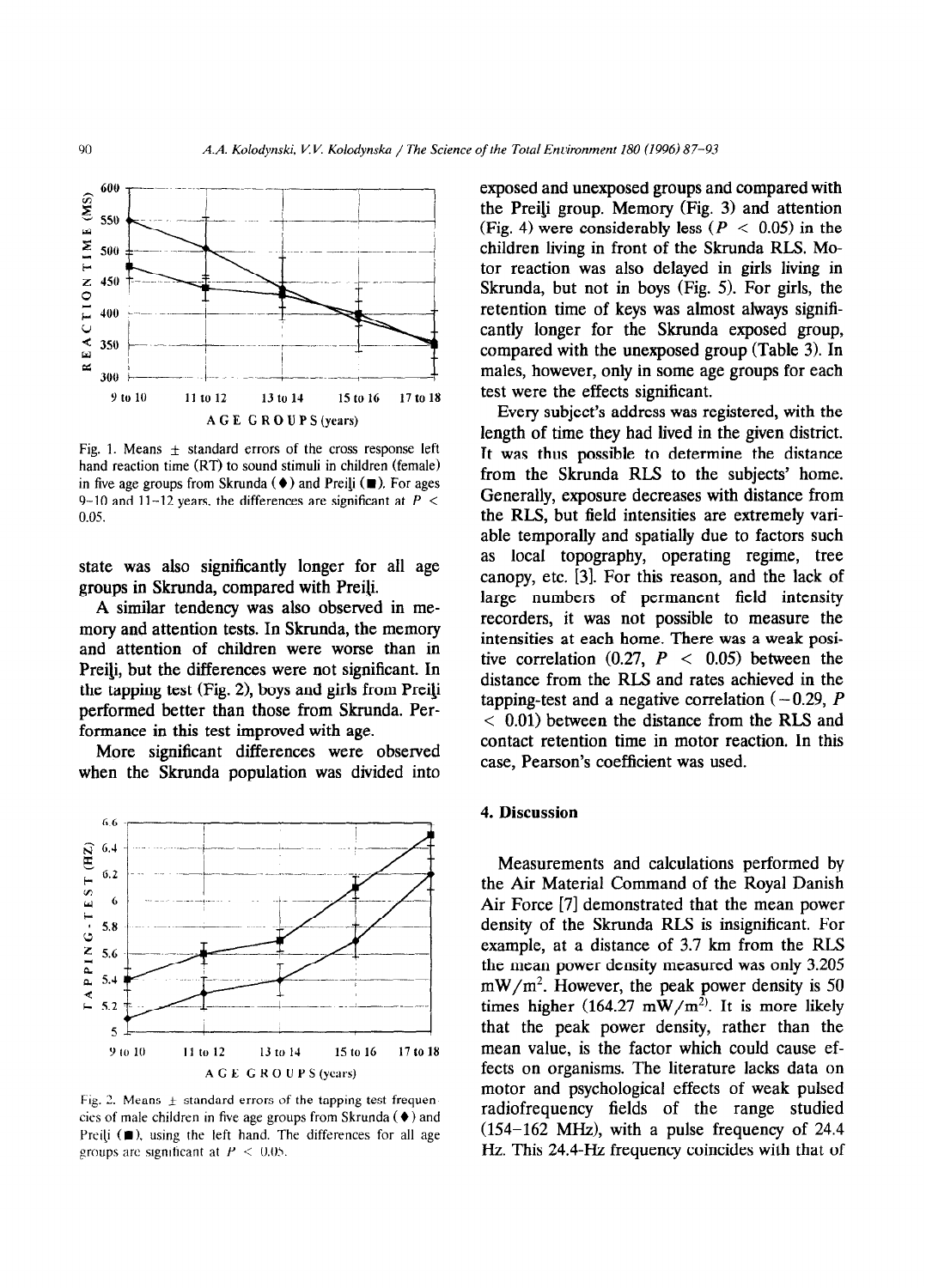Fig. 1. Means ± standard errors of the cross response left hand reaction time (RT) to sound stimuli in children (female) in five age groups from Skrunda (♦) and Preiļi (■). For ages 9–10 and 11–12 years, the differences are significant at $P < 0.05$.

state was also significantly longer for all age groups in Skrunda, compared with Preiļi.

A similar tendency was also observed in memory and attention tests. In Skrunda, the memory and attention of children were worse than in Preiļi, but the differences were not significant. In the tapping test (Fig. 2), boys and girls from Preiļi performed better than those from Skrunda. Performance in this test improved with age.

More significant differences were observed when the Skrunda population was divided into exposed and unexposed groups and compared with the Preiļi group. Memory (Fig. 3) and attention (Fig. 4) were considerably less ($P < 0.05$) in the children living in front of the Skrunda RLS. Motor reaction was also delayed in girls living in Skrunda, but not in boys (Fig. 5). For girls, the retention time of keys was almost always significantly longer for the Skrunda exposed group, compared with the unexposed group (Table 3). In males, however, only in some age groups for each test were the effects significant.

Every subject's address was registered, with the length of time they had lived in the given district. It was thus possible to determine the distance from the Skrunda RLS to the subjects' home. Generally, exposure decreases with distance from the RLS, but field intensities are extremely variable temporally and spatially due to factors such as local topography, operating regime, tree canopy, etc. [3]. For this reason, and the lack of large numbers of permanent field intensity recorders, it was not possible to measure the intensities at each home. There was a weak positive correlation (0.27, $P < 0.05$) between the distance from the RLS and rates achieved in the tapping-test and a negative correlation (−0.29, $P < 0.01$) between the distance from the RLS and contact retention time in motor reaction. In this case, Pearson's coefficient was used.

Fig. 2. Means ± standard errors of the tapping test frequencies of male children in five age groups from Skrunda (♦) and Preiļi (■), using the left hand. The differences for all age groups are significant at $P < 0.05$.

## 4. Discussion

Measurements and calculations performed by the Air Material Command of the Royal Danish Air Force [7] demonstrated that the mean power density of the Skrunda RLS is insignificant. For example, at a distance of 3.7 km from the RLS the mean power density measured was only 3.205 $mW/m^2$. However, the peak power density is 50 times higher (164.27 $mW/m^2$). It is more likely that the peak power density, rather than the mean value, is the factor which could cause effects on organisms. The literature lacks data on motor and psychological effects of weak pulsed radiofrequency fields of the range studied (154–162 MHz), with a pulse frequency of 24.4 Hz. This 24.4-Hz frequency coincides with that of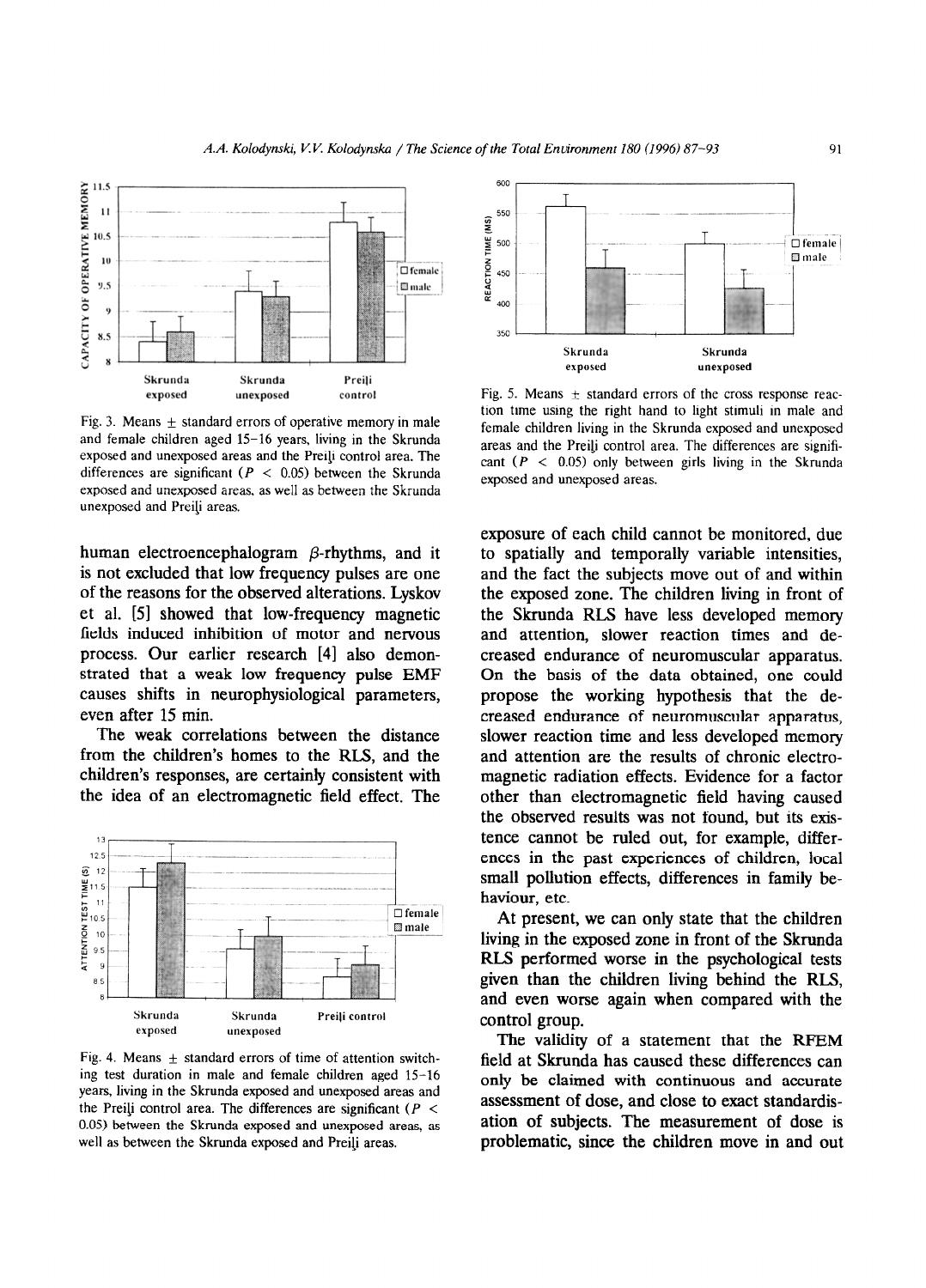CAPACITY OF OPERATIVE MEMORY

11.5
11
10.5
10
9.5
9
8.5
8

female
male

Skrunda exposed
Skrunda unexposed
Preiļi control

Fig. 3. Means ± standard errors of operative memory in male and female children aged 15–16 years, living in the Skrunda exposed and unexposed areas and the Preiļi control area. The differences are significant ($P < 0.05$) between the Skrunda exposed and unexposed areas, as well as between the Skrunda unexposed and Preiļi areas.

REACTION TIME (MS)

600
550
500
450
400
350

female
male

Skrunda exposed
Skrunda unexposed

Fig. 5. Means ± standard errors of the cross response reaction time using the right hand to light stimuli in male and female children living in the Skrunda exposed and unexposed areas and the Preiļi control area. The differences are significant ($P < 0.05$) only between girls living in the Skrunda exposed and unexposed areas.

human electroencephalogram β-rhythms, and it is not excluded that low frequency pulses are one of the reasons for the observed alterations. Lyskov et al. [5] showed that low-frequency magnetic fields induced inhibition of motor and nervous process. Our earlier research [4] also demonstrated that a weak low frequency pulse EMF causes shifts in neurophysiological parameters, even after 15 min.

The weak correlations between the distance from the children's homes to the RLS, and the children's responses, are certainly consistent with the idea of an electromagnetic field effect. The exposure of each child cannot be monitored, due to spatially and temporally variable intensities, and the fact the subjects move out of and within the exposed zone. The children living in front of the Skrunda RLS have less developed memory and attention, slower reaction times and decreased endurance of neuromuscular apparatus. On the basis of the data obtained, one could propose the working hypothesis that the decreased endurance of neuromuscular apparatus, slower reaction time and less developed memory and attention are the results of chronic electromagnetic radiation effects. Evidence for a factor other than electromagnetic field having caused the observed results was not found, but its existence cannot be ruled out, for example, differences in the past experiences of children, local small pollution effects, differences in family behaviour, etc.

ATTENTION TEST TIME (S)

13
12.5
12
11.5
11
10.5
10
9.5
9
8.5
8

female
male

Skrunda exposed
Skrunda unexposed
Preiļi control

Fig. 4. Means ± standard errors of time of attention switching test duration in male and female children aged 15–16 years, living in the Skrunda exposed and unexposed areas and the Preiļi control area. The differences are significant ($P < 0.05$) between the Skrunda exposed and unexposed areas, as well as between the Skrunda exposed and Preiļi areas.

At present, we can only state that the children living in the exposed zone in front of the Skrunda RLS performed worse in the psychological tests given than the children living behind the RLS, and even worse again when compared with the control group.

The validity of a statement that the RFEM field at Skrunda has caused these differences can only be claimed with continuous and accurate assessment of dose, and close to exact standardisation of subjects. The measurement of dose is problematic, since the children move in and out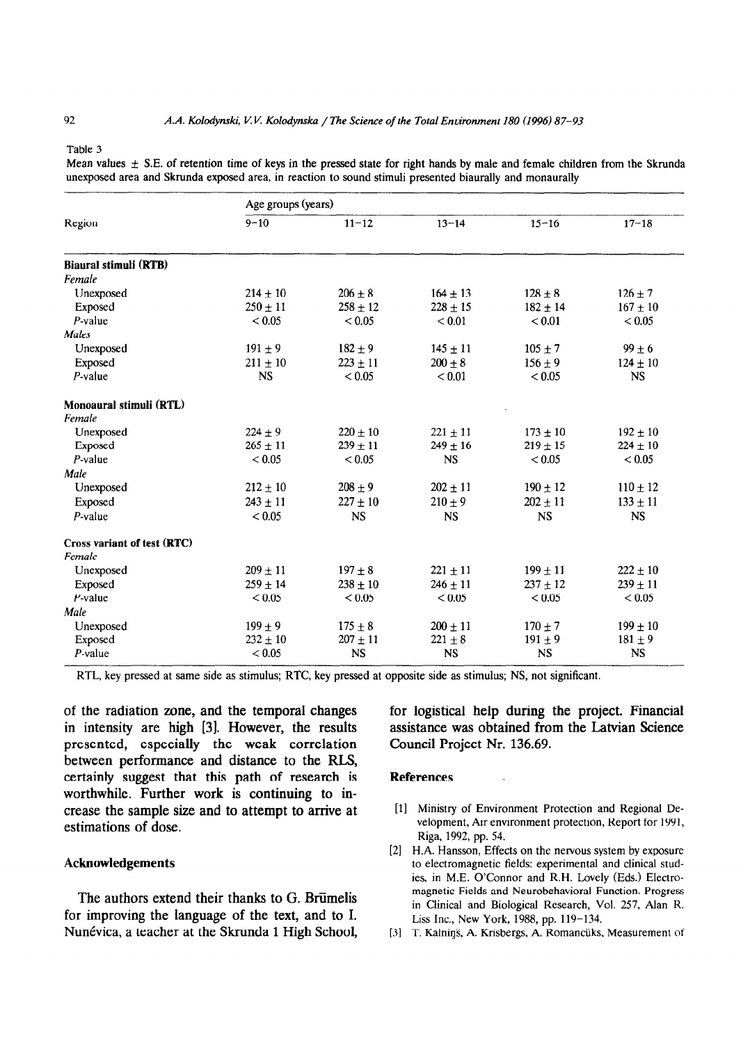Table 3

Mean values ± S.E. of retention time of keys in the pressed state for right hands by male and female children from the Skrunda unexposed area and Skrunda exposed area, in reaction to sound stimuli presented biaurally and monaurally

| Region | Age groups (years) | | | | |
|---|---|---|---|---|---|
| | 9–10 | 11–12 | 13–14 | 15–16 | 17–18 |
| **Biaural stimuli (RTB)** | | | | | |
| *Female* | | | | | |
| Unexposed | 214 ± 10 | 206 ± 8 | 164 ± 13 | 128 ± 8 | 126 ± 7 |
| Exposed | 250 ± 11 | 258 ± 12 | 228 ± 15 | 182 ± 14 | 167 ± 10 |
| *P*-value | < 0.05 | < 0.05 | < 0.01 | < 0.01 | < 0.05 |
| *Males* | | | | | |
| Unexposed | 191 ± 9 | 182 ± 9 | 145 ± 11 | 105 ± 7 | 99 ± 6 |
| Exposed | 211 ± 10 | 223 ± 11 | 200 ± 8 | 156 ± 9 | 124 ± 10 |
| *P*-value | NS | < 0.05 | < 0.01 | < 0.05 | NS |
| **Monoaural stimuli (RTL)** | | | | | |
| *Female* | | | | | |
| Unexposed | 224 ± 9 | 220 ± 10 | 221 ± 11 | 173 ± 10 | 192 ± 10 |
| Exposed | 265 ± 11 | 239 ± 11 | 249 ± 16 | 219 ± 15 | 224 ± 10 |
| *P*-value | < 0.05 | < 0.05 | NS | < 0.05 | < 0.05 |
| *Male* | | | | | |
| Unexposed | 212 ± 10 | 208 ± 9 | 202 ± 11 | 190 ± 12 | 110 ± 12 |
| Exposed | 243 ± 11 | 227 ± 10 | 210 ± 9 | 202 ± 11 | 133 ± 11 |
| *P*-value | < 0.05 | NS | NS | NS | NS |
| **Cross variant of test (RTC)** | | | | | |
| *Female* | | | | | |
| Unexposed | 209 ± 11 | 197 ± 8 | 221 ± 11 | 199 ± 11 | 222 ± 10 |
| Exposed | 259 ± 14 | 238 ± 10 | 246 ± 11 | 237 ± 12 | 239 ± 11 |
| *P*-value | < 0.05 | < 0.05 | < 0.05 | < 0.05 | < 0.05 |
| *Male* | | | | | |
| Unexposed | 199 ± 9 | 175 ± 8 | 200 ± 11 | 170 ± 7 | 199 ± 10 |
| Exposed | 232 ± 10 | 207 ± 11 | 221 ± 8 | 191 ± 9 | 181 ± 9 |
| *P*-value | < 0.05 | NS | NS | NS | NS |

RTL, key pressed at same side as stimulus; RTC, key pressed at opposite side as stimulus; NS, not significant.

of the radiation zone, and the temporal changes in intensity are high [3]. However, the results presented, especially the weak correlation between performance and distance to the RLS, certainly suggest that this path of research is worthwhile. Further work is continuing to increase the sample size and to attempt to arrive at estimations of dose.

## Acknowledgements

The authors extend their thanks to G. Brūmelis for improving the language of the text, and to I. Nunévica, a teacher at the Skrunda 1 High School, for logistical help during the project. Financial assistance was obtained from the Latvian Science Council Project Nr. 136.69.

## References

[1] Ministry of Environment Protection and Regional Development, Air environment protection, Report for 1991, Riga, 1992, pp. 54.

[2] H.A. Hansson, Effects on the nervous system by exposure to electromagnetic fields: experimental and clinical studies, in M.E. O'Connor and R.H. Lovely (Eds.) Electromagnetic Fields and Neurobehavioral Function. Progress in Clinical and Biological Research, Vol. 257, Alan R. Liss Inc., New York, 1988, pp. 119–134.

[3] T. Kalniņš, A. Krisbergs, A. Romancūks, Measurement of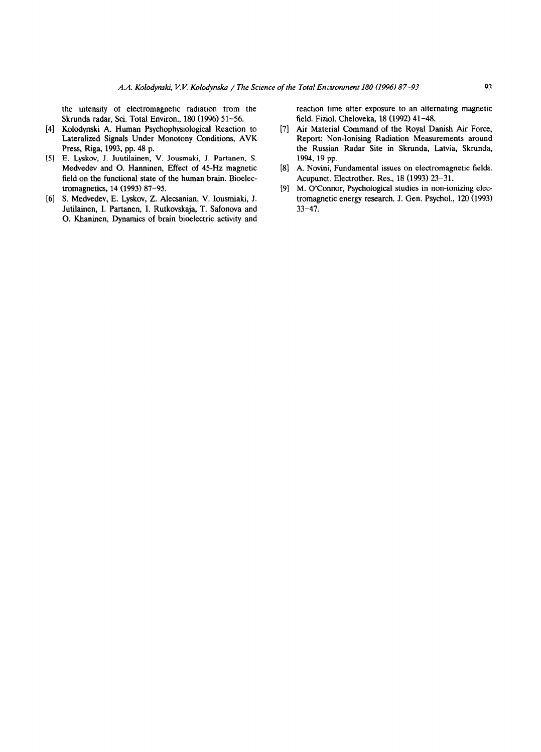the intensity of electromagnetic radiation from the Skrunda radar, Sci. Total Environ., 180 (1996) 51–56.

[4] Kolodynski A. Human Psychophysiological Reaction to Lateralized Signals Under Monotony Conditions, AVK Press, Riga, 1993, pp. 48 p.

[5] E. Lyskov, J. Juutilainen, V. Jousmaki, J. Partanen, S. Medvedev and O. Hanninen, Effect of 45-Hz magnetic field on the functional state of the human brain. Bioelectromagnetics, 14 (1993) 87–95.

[6] S. Medvedev, E. Lyskov, Z. Alecsanian, V. Iousmiaki, J. Jutilainen, I. Partanen, I. Rutkovskaja, T. Safonova and O. Khaninen, Dynamics of brain bioelectric activity and reaction time after exposure to an alternating magnetic field. Fiziol. Cheloveka, 18 (1992) 41–48.

[7] Air Material Command of the Royal Danish Air Force, Report: Non-Ionising Radiation Measurements around the Russian Radar Site in Skrunda, Latvia, Skrunda, 1994, 19 pp.

[8] A. Novini, Fundamental issues on electromagnetic fields. Acupunct. Electrother. Res., 18 (1993) 23–31.

[9] M. O'Connor, Psychological studies in non-ionizing electromagnetic energy research. J. Gen. Psychol., 120 (1993) 33–47.